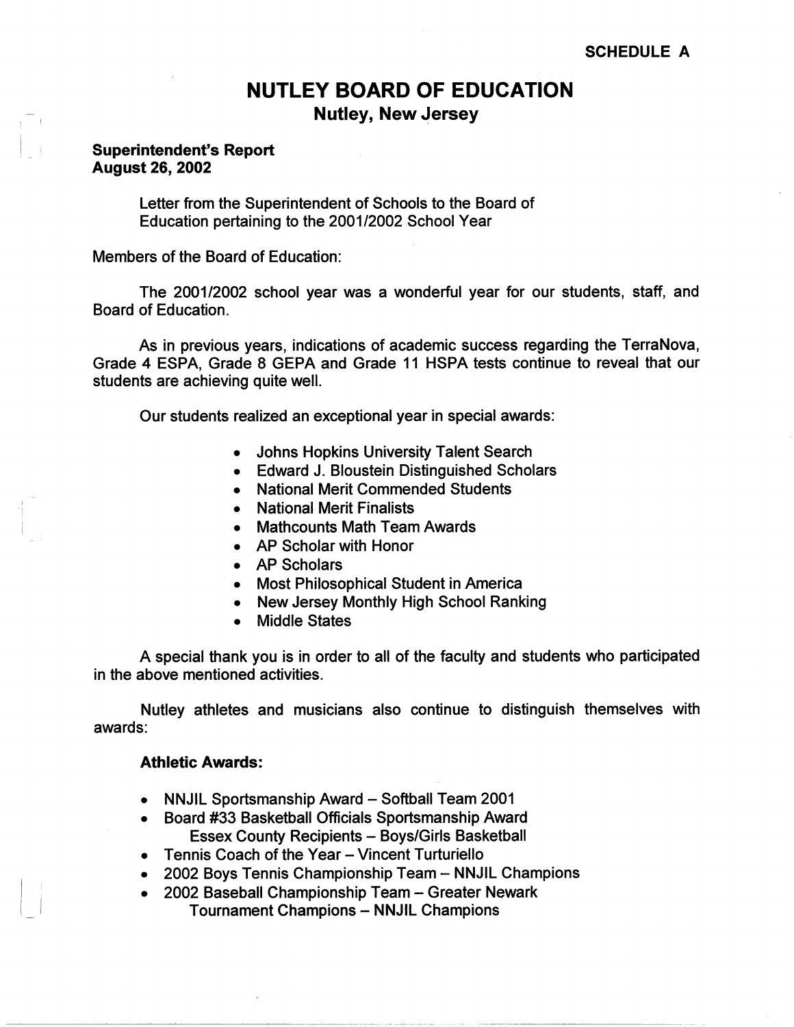SCHEDULE A

# NUTLEY BOARD OF EDUCATION

## Nutley, New Jersey

**Superintendent's Report**
**August 26, 2002**

Letter from the Superintendent of Schools to the Board of Education pertaining to the 2001/2002 School Year

Members of the Board of Education:

The 2001/2002 school year was a wonderful year for our students, staff, and Board of Education.

As in previous years, indications of academic success regarding the TerraNova, Grade 4 ESPA, Grade 8 GEPA and Grade 11 HSPA tests continue to reveal that our students are achieving quite well.

Our students realized an exceptional year in special awards:

- Johns Hopkins University Talent Search
- Edward J. Bloustein Distinguished Scholars
- National Merit Commended Students
- National Merit Finalists
- Mathcounts Math Team Awards
- AP Scholar with Honor
- AP Scholars
- Most Philosophical Student in America
- New Jersey Monthly High School Ranking
- Middle States

A special thank you is in order to all of the faculty and students who participated in the above mentioned activities.

Nutley athletes and musicians also continue to distinguish themselves with awards:

**Athletic Awards:**

- NNJIL Sportsmanship Award – Softball Team 2001
- Board #33 Basketball Officials Sportsmanship Award
  Essex County Recipients – Boys/Girls Basketball
- Tennis Coach of the Year – Vincent Turturiello
- 2002 Boys Tennis Championship Team – NNJIL Champions
- 2002 Baseball Championship Team – Greater Newark
  Tournament Champions – NNJIL Champions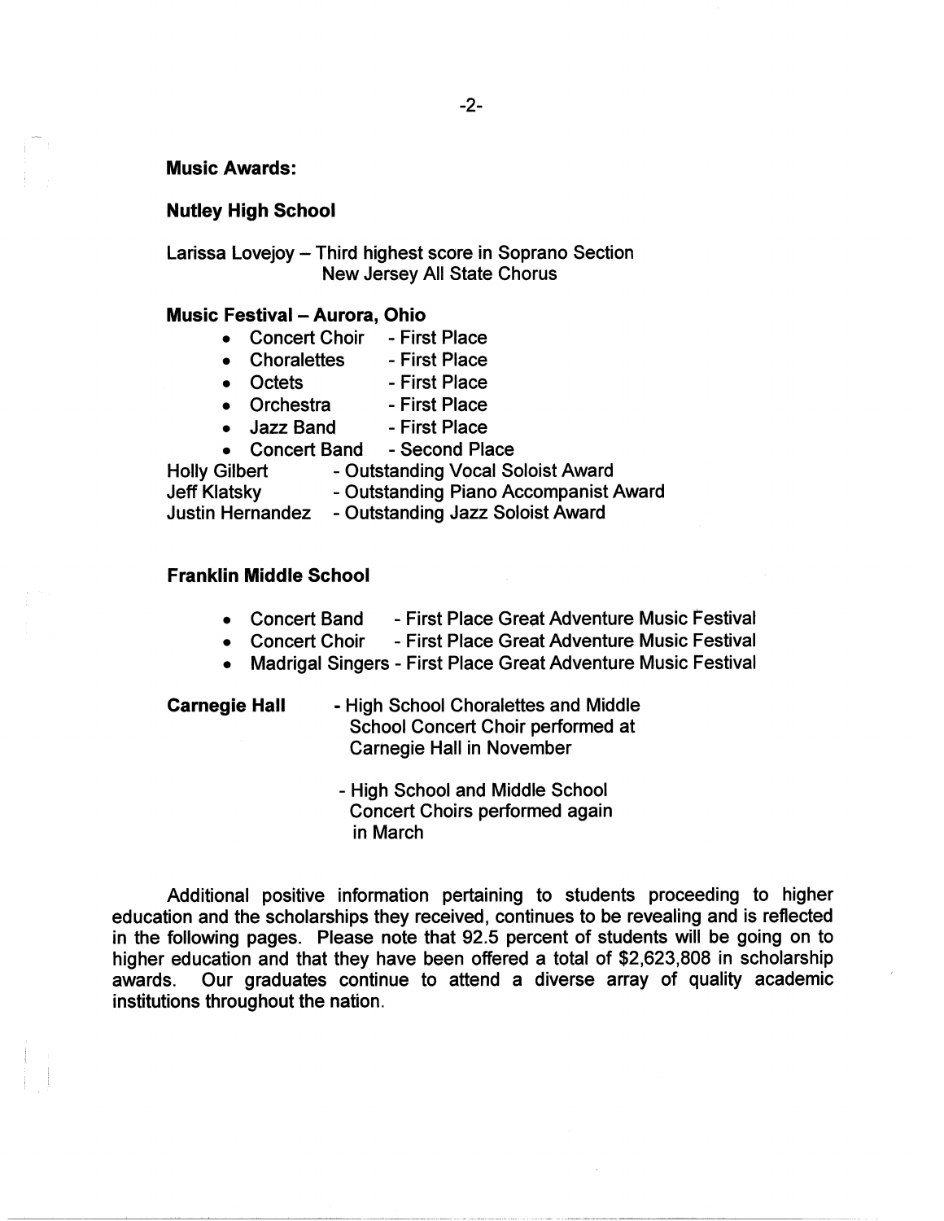**Music Awards:**

**Nutley High School**

Larissa Lovejoy – Third highest score in Soprano Section
New Jersey All State Chorus

**Music Festival – Aurora, Ohio**

- Concert Choir - First Place
- Choralettes - First Place
- Octets - First Place
- Orchestra - First Place
- Jazz Band - First Place
- Concert Band - Second Place

Holly Gilbert - Outstanding Vocal Soloist Award
Jeff Klatsky - Outstanding Piano Accompanist Award
Justin Hernandez - Outstanding Jazz Soloist Award

**Franklin Middle School**

- Concert Band - First Place Great Adventure Music Festival
- Concert Choir - First Place Great Adventure Music Festival
- Madrigal Singers - First Place Great Adventure Music Festival

**Carnegie Hall** - High School Choralettes and Middle School Concert Choir performed at Carnegie Hall in November

- High School and Middle School Concert Choirs performed again in March

Additional positive information pertaining to students proceeding to higher education and the scholarships they received, continues to be revealing and is reflected in the following pages. Please note that 92.5 percent of students will be going on to higher education and that they have been offered a total of $2,623,808 in scholarship awards. Our graduates continue to attend a diverse array of quality academic institutions throughout the nation.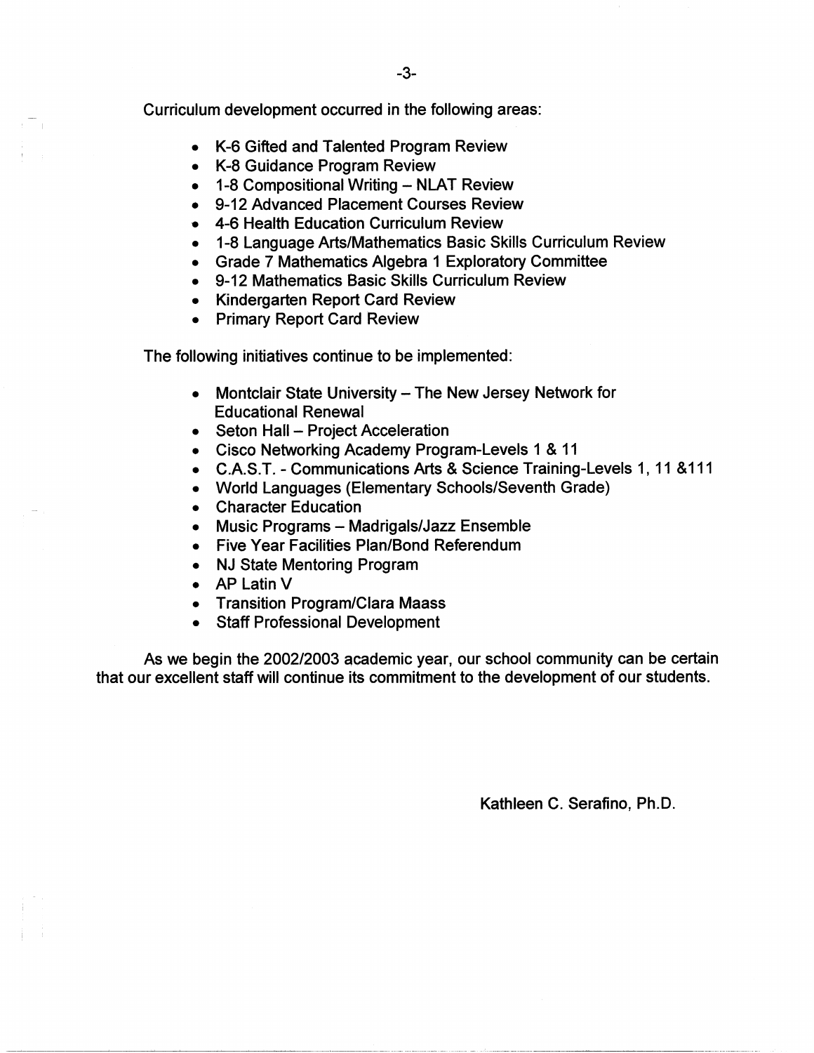Curriculum development occurred in the following areas:

- K-6 Gifted and Talented Program Review
- K-8 Guidance Program Review
- 1-8 Compositional Writing – NLAT Review
- 9-12 Advanced Placement Courses Review
- 4-6 Health Education Curriculum Review
- 1-8 Language Arts/Mathematics Basic Skills Curriculum Review
- Grade 7 Mathematics Algebra 1 Exploratory Committee
- 9-12 Mathematics Basic Skills Curriculum Review
- Kindergarten Report Card Review
- Primary Report Card Review

The following initiatives continue to be implemented:

- Montclair State University – The New Jersey Network for Educational Renewal
- Seton Hall – Project Acceleration
- Cisco Networking Academy Program-Levels 1 & 11
- C.A.S.T. - Communications Arts & Science Training-Levels 1, 11 &111
- World Languages (Elementary Schools/Seventh Grade)
- Character Education
- Music Programs – Madrigals/Jazz Ensemble
- Five Year Facilities Plan/Bond Referendum
- NJ State Mentoring Program
- AP Latin V
- Transition Program/Clara Maass
- Staff Professional Development

As we begin the 2002/2003 academic year, our school community can be certain that our excellent staff will continue its commitment to the development of our students.

Kathleen C. Serafino, Ph.D.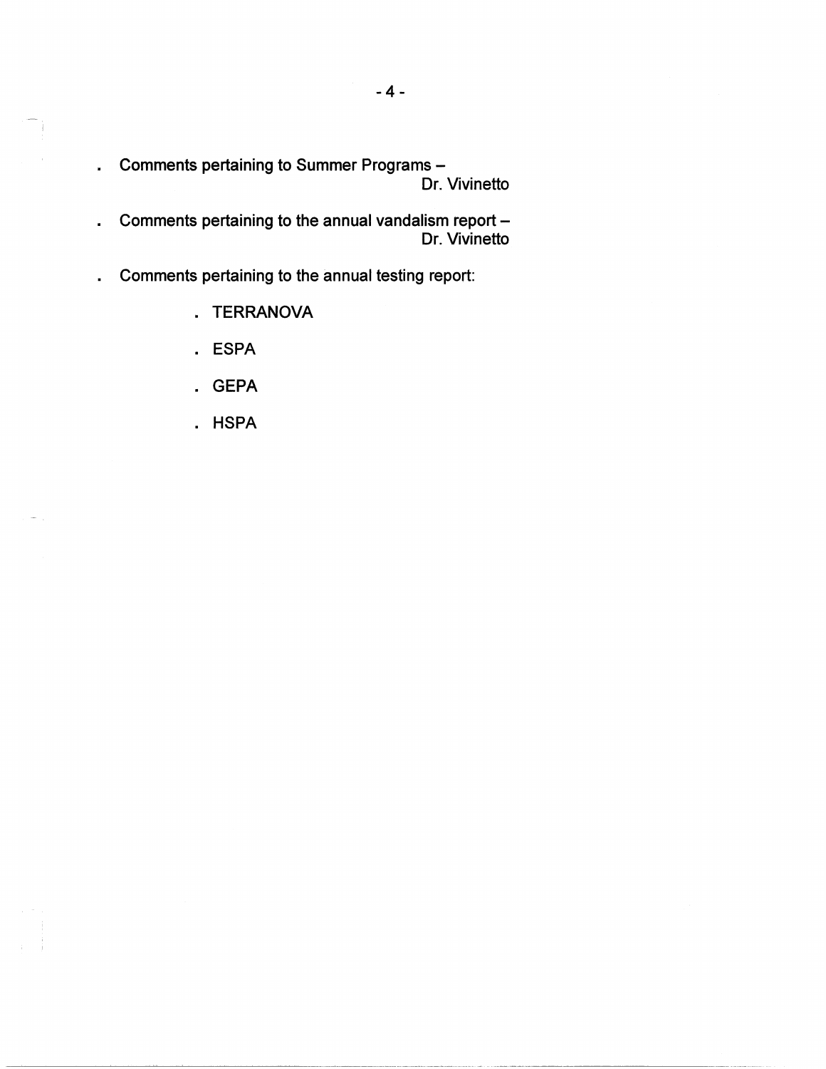- Comments pertaining to Summer Programs – Dr. Vivinetto

- Comments pertaining to the annual vandalism report – Dr. Vivinetto

- Comments pertaining to the annual testing report:

  - TERRANOVA

  - ESPA

  - GEPA

  - HSPA